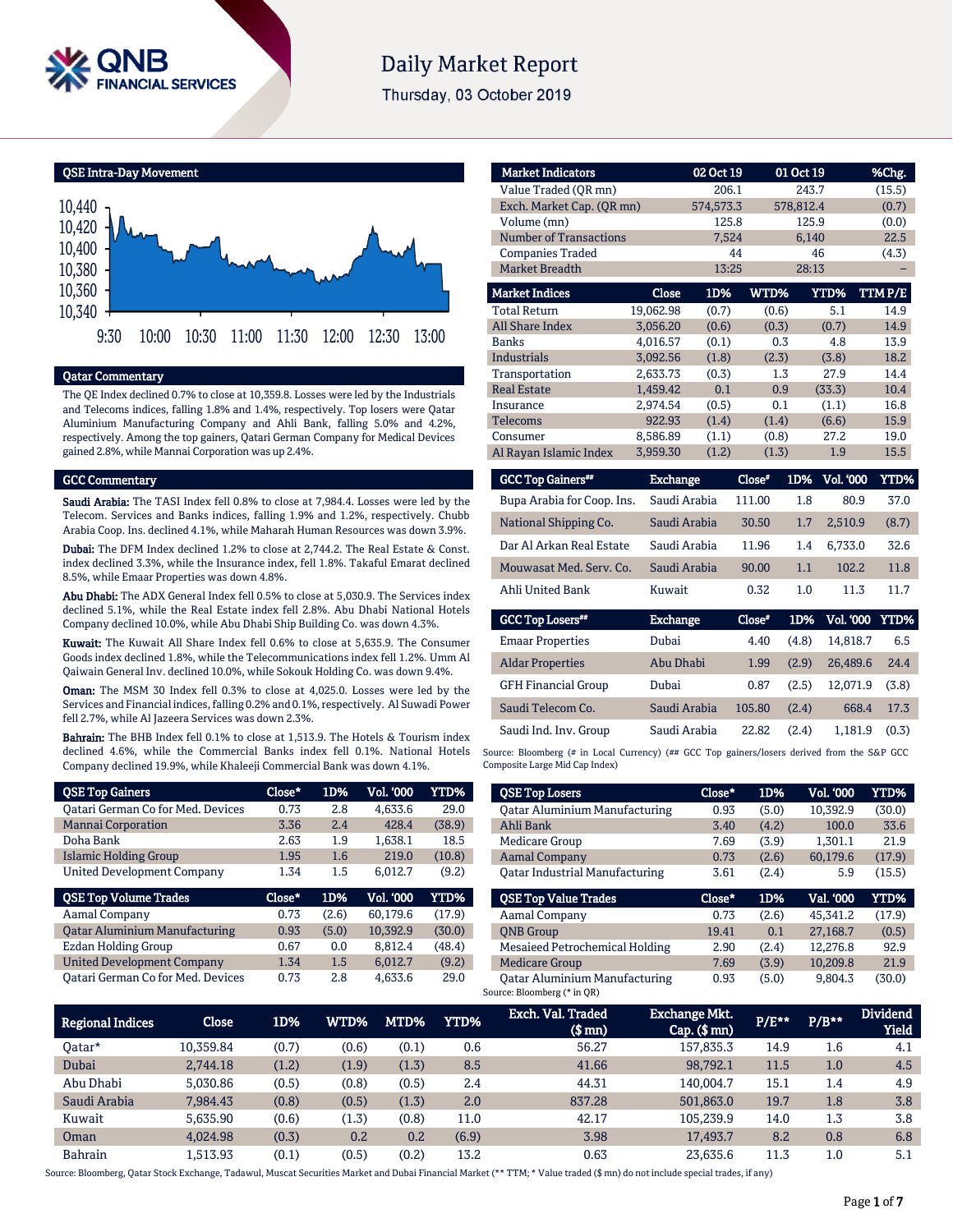# Daily Market Report

Thursday, 03 October 2019

## QSE Intra-Day Movement

## Qatar Commentary

The QE Index declined 0.7% to close at 10,359.8. Losses were led by the Industrials and Telecoms indices, falling 1.8% and 1.4%, respectively. Top losers were Qatar Aluminium Manufacturing Company and Ahli Bank, falling 5.0% and 4.2%, respectively. Among the top gainers, Qatari German Company for Medical Devices gained 2.8%, while Mannai Corporation was up 2.4%.

## GCC Commentary

**Saudi Arabia:** The TASI Index fell 0.8% to close at 7,984.4. Losses were led by the Telecom. Services and Banks indices, falling 1.9% and 1.2%, respectively. Chubb Arabia Coop. Ins. declined 4.1%, while Maharah Human Resources was down 3.9%.

**Dubai:** The DFM Index declined 1.2% to close at 2,744.2. The Real Estate & Const. index declined 3.3%, while the Insurance index, fell 1.8%. Takaful Emarat declined 8.5%, while Emaar Properties was down 4.8%.

**Abu Dhabi:** The ADX General Index fell 0.5% to close at 5,030.9. The Services index declined 5.1%, while the Real Estate index fell 2.8%. Abu Dhabi National Hotels Company declined 10.0%, while Abu Dhabi Ship Building Co. was down 4.3%.

**Kuwait:** The Kuwait All Share Index fell 0.6% to close at 5,635.9. The Consumer Goods index declined 1.8%, while the Telecommunications index fell 1.2%. Umm Al Qaiwain General Inv. declined 10.0%, while Sokouk Holding Co. was down 9.4%.

**Oman:** The MSM 30 Index fell 0.3% to close at 4,025.0. Losses were led by the Services and Financial indices, falling 0.2% and 0.1%, respectively. Al Suwadi Power fell 2.7%, while Al Jazeera Services was down 2.3%.

**Bahrain:** The BHB Index fell 0.1% to close at 1,513.9. The Hotels & Tourism index declined 4.6%, while the Commercial Banks index fell 0.1%. National Hotels Company declined 19.9%, while Khaleeji Commercial Bank was down 4.1%.

| Market Indicators | 02 Oct 19 | 01 Oct 19 | %Chg. |
|---|---|---|---|
| Value Traded (QR mn) | 206.1 | 243.7 | (15.5) |
| Exch. Market Cap. (QR mn) | 574,573.3 | 578,812.4 | (0.7) |
| Volume (mn) | 125.8 | 125.9 | (0.0) |
| Number of Transactions | 7,524 | 6,140 | 22.5 |
| Companies Traded | 44 | 46 | (4.3) |
| Market Breadth | 13:25 | 28:13 | – |

| Market Indices | Close | 1D% | WTD% | YTD% | TTM P/E |
|---|---|---|---|---|---|
| Total Return | 19,062.98 | (0.7) | (0.6) | 5.1 | 14.9 |
| All Share Index | 3,056.20 | (0.6) | (0.3) | (0.7) | 14.9 |
| Banks | 4,016.57 | (0.1) | 0.3 | 4.8 | 13.9 |
| Industrials | 3,092.56 | (1.8) | (2.3) | (3.8) | 18.2 |
| Transportation | 2,633.73 | (0.3) | 1.3 | 27.9 | 14.4 |
| Real Estate | 1,459.42 | 0.1 | 0.9 | (33.3) | 10.4 |
| Insurance | 2,974.54 | (0.5) | 0.1 | (1.1) | 16.8 |
| Telecoms | 922.93 | (1.4) | (1.4) | (6.6) | 15.9 |
| Consumer | 8,586.89 | (1.1) | (0.8) | 27.2 | 19.0 |
| Al Rayan Islamic Index | 3,959.30 | (1.2) | (1.3) | 1.9 | 15.5 |

| GCC Top Gainers## | Exchange | Close# | 1D% | Vol. '000 | YTD% |
|---|---|---|---|---|---|
| Bupa Arabia for Coop. Ins. | Saudi Arabia | 111.00 | 1.8 | 80.9 | 37.0 |
| National Shipping Co. | Saudi Arabia | 30.50 | 1.7 | 2,510.9 | (8.7) |
| Dar Al Arkan Real Estate | Saudi Arabia | 11.96 | 1.4 | 6,733.0 | 32.6 |
| Mouwasat Med. Serv. Co. | Saudi Arabia | 90.00 | 1.1 | 102.2 | 11.8 |
| Ahli United Bank | Kuwait | 0.32 | 1.0 | 11.3 | 11.7 |

| GCC Top Losers## | Exchange | Close# | 1D% | Vol. '000 | YTD% |
|---|---|---|---|---|---|
| Emaar Properties | Dubai | 4.40 | (4.8) | 14,818.7 | 6.5 |
| Aldar Properties | Abu Dhabi | 1.99 | (2.9) | 26,489.6 | 24.4 |
| GFH Financial Group | Dubai | 0.87 | (2.5) | 12,071.9 | (3.8) |
| Saudi Telecom Co. | Saudi Arabia | 105.80 | (2.4) | 668.4 | 17.3 |
| Saudi Ind. Inv. Group | Saudi Arabia | 22.82 | (2.4) | 1,181.9 | (0.3) |

Source: Bloomberg (# in Local Currency) (## GCC Top gainers/losers derived from the S&P GCC Composite Large Mid Cap Index)

| QSE Top Gainers | Close* | 1D% | Vol. '000 | YTD% |
|---|---|---|---|---|
| Qatari German Co for Med. Devices | 0.73 | 2.8 | 4,633.6 | 29.0 |
| Mannai Corporation | 3.36 | 2.4 | 428.4 | (38.9) |
| Doha Bank | 2.63 | 1.9 | 1,638.1 | 18.5 |
| Islamic Holding Group | 1.95 | 1.6 | 219.0 | (10.8) |
| United Development Company | 1.34 | 1.5 | 6,012.7 | (9.2) |

| QSE Top Volume Trades | Close* | 1D% | Vol. '000 | YTD% |
|---|---|---|---|---|
| Aamal Company | 0.73 | (2.6) | 60,179.6 | (17.9) |
| Qatar Aluminium Manufacturing | 0.93 | (5.0) | 10,392.9 | (30.0) |
| Ezdan Holding Group | 0.67 | 0.0 | 8,812.4 | (48.4) |
| United Development Company | 1.34 | 1.5 | 6,012.7 | (9.2) |
| Qatari German Co for Med. Devices | 0.73 | 2.8 | 4,633.6 | 29.0 |

| QSE Top Losers | Close* | 1D% | Vol. '000 | YTD% |
|---|---|---|---|---|
| Qatar Aluminium Manufacturing | 0.93 | (5.0) | 10,392.9 | (30.0) |
| Ahli Bank | 3.40 | (4.2) | 100.0 | 33.6 |
| Medicare Group | 7.69 | (3.9) | 1,301.1 | 21.9 |
| Aamal Company | 0.73 | (2.6) | 60,179.6 | (17.9) |
| Qatar Industrial Manufacturing | 3.61 | (2.4) | 5.9 | (15.5) |

| QSE Top Value Trades | Close* | 1D% | Val. '000 | YTD% |
|---|---|---|---|---|
| Aamal Company | 0.73 | (2.6) | 45,341.2 | (17.9) |
| QNB Group | 19.41 | 0.1 | 27,168.7 | (0.5) |
| Mesaieed Petrochemical Holding | 2.90 | (2.4) | 12,276.8 | 92.9 |
| Medicare Group | 7.69 | (3.9) | 10,209.8 | 21.9 |
| Qatar Aluminium Manufacturing | 0.93 | (5.0) | 9,804.3 | (30.0) |

Source: Bloomberg (* in QR)

| Regional Indices | Close | 1D% | WTD% | MTD% | YTD% | Exch. Val. Traded ($ mn) | Exchange Mkt. Cap. ($ mn) | P/E** | P/B** | Dividend Yield |
|---|---|---|---|---|---|---|---|---|---|---|
| Qatar* | 10,359.84 | (0.7) | (0.6) | (0.1) | 0.6 | 56.27 | 157,835.3 | 14.9 | 1.6 | 4.1 |
| Dubai | 2,744.18 | (1.2) | (1.9) | (1.3) | 8.5 | 41.66 | 98,792.1 | 11.5 | 1.0 | 4.5 |
| Abu Dhabi | 5,030.86 | (0.5) | (0.8) | (0.5) | 2.4 | 44.31 | 140,004.7 | 15.1 | 1.4 | 4.9 |
| Saudi Arabia | 7,984.43 | (0.8) | (0.5) | (1.3) | 2.0 | 837.28 | 501,863.0 | 19.7 | 1.8 | 3.8 |
| Kuwait | 5,635.90 | (0.6) | (1.3) | (0.8) | 11.0 | 42.17 | 105,239.9 | 14.0 | 1.3 | 3.8 |
| Oman | 4,024.98 | (0.3) | 0.2 | 0.2 | (6.9) | 3.98 | 17,493.7 | 8.2 | 0.8 | 6.8 |
| Bahrain | 1,513.93 | (0.1) | (0.5) | (0.2) | 13.2 | 0.63 | 23,635.6 | 11.3 | 1.0 | 5.1 |

Source: Bloomberg, Qatar Stock Exchange, Tadawul, Muscat Securities Market and Dubai Financial Market (** TTM; * Value traded ($ mn) do not include special trades, if any)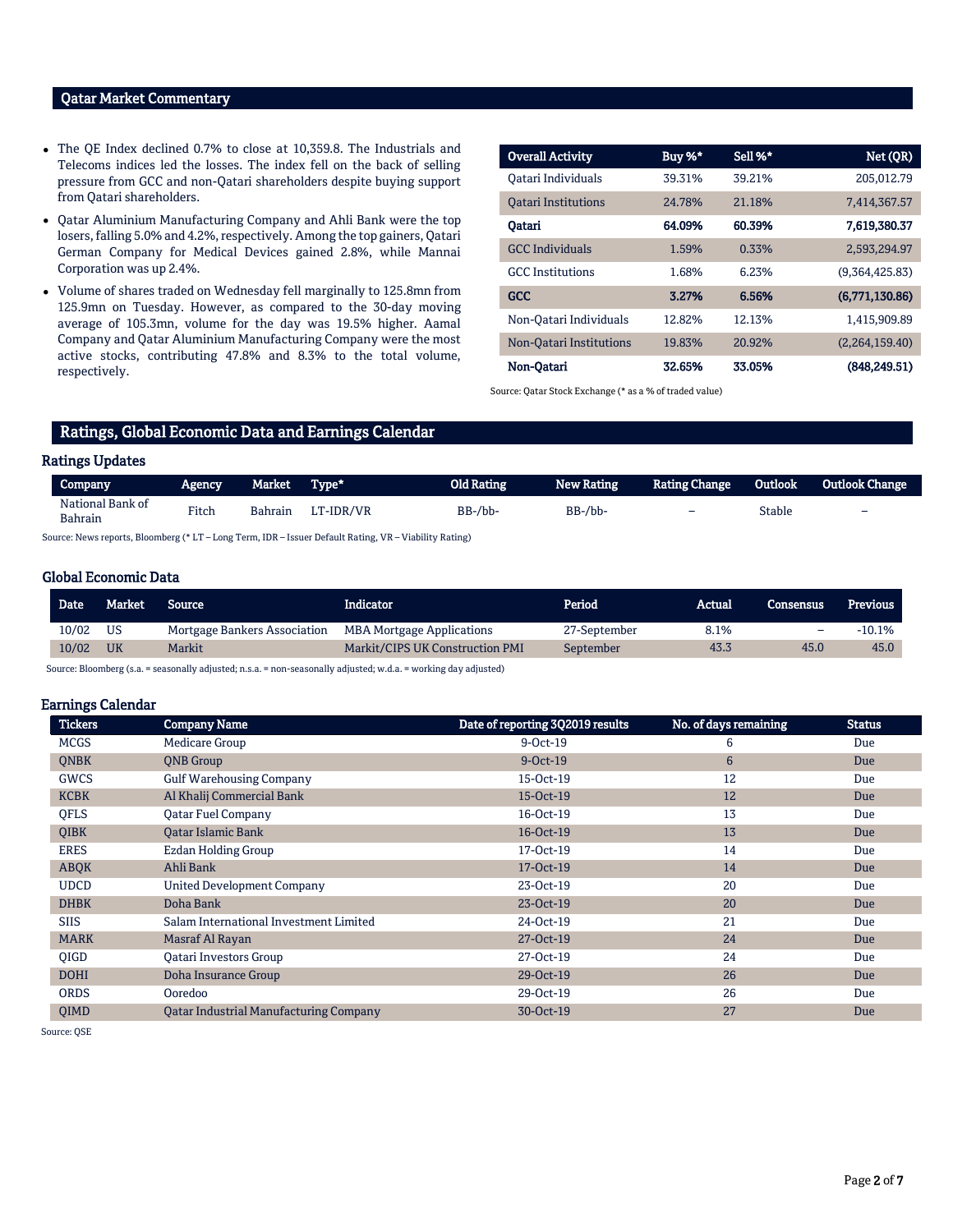## Qatar Market Commentary

- The QE Index declined 0.7% to close at 10,359.8. The Industrials and Telecoms indices led the losses. The index fell on the back of selling pressure from GCC and non-Qatari shareholders despite buying support from Qatari shareholders.
- Qatar Aluminium Manufacturing Company and Ahli Bank were the top losers, falling 5.0% and 4.2%, respectively. Among the top gainers, Qatari German Company for Medical Devices gained 2.8%, while Mannai Corporation was up 2.4%.
- Volume of shares traded on Wednesday fell marginally to 125.8mn from 125.9mn on Tuesday. However, as compared to the 30-day moving average of 105.3mn, volume for the day was 19.5% higher. Aamal Company and Qatar Aluminium Manufacturing Company were the most active stocks, contributing 47.8% and 8.3% to the total volume, respectively.

| Overall Activity | Buy %* | Sell %* | Net (QR) |
|---|---|---|---|
| Qatari Individuals | 39.31% | 39.21% | 205,012.79 |
| Qatari Institutions | 24.78% | 21.18% | 7,414,367.57 |
| **Qatari** | **64.09%** | **60.39%** | **7,619,380.37** |
| GCC Individuals | 1.59% | 0.33% | 2,593,294.97 |
| GCC Institutions | 1.68% | 6.23% | (9,364,425.83) |
| **GCC** | **3.27%** | **6.56%** | **(6,771,130.86)** |
| Non-Qatari Individuals | 12.82% | 12.13% | 1,415,909.89 |
| Non-Qatari Institutions | 19.83% | 20.92% | (2,264,159.40) |
| **Non-Qatari** | **32.65%** | **33.05%** | **(848,249.51)** |

Source: Qatar Stock Exchange (* as a % of traded value)

## Ratings, Global Economic Data and Earnings Calendar

### Ratings Updates

| Company | Agency | Market | Type* | Old Rating | New Rating | Rating Change | Outlook | Outlook Change |
|---|---|---|---|---|---|---|---|---|
| National Bank of Bahrain | Fitch | Bahrain | LT-IDR/VR | BB-/bb- | BB-/bb- | – | Stable | – |

Source: News reports, Bloomberg (* LT – Long Term, IDR – Issuer Default Rating, VR – Viability Rating)

### Global Economic Data

| Date | Market | Source | Indicator | Period | Actual | Consensus | Previous |
|---|---|---|---|---|---|---|---|
| 10/02 | US | Mortgage Bankers Association | MBA Mortgage Applications | 27-September | 8.1% | – | -10.1% |
| 10/02 | UK | Markit | Markit/CIPS UK Construction PMI | September | 43.3 | 45.0 | 45.0 |

Source: Bloomberg (s.a. = seasonally adjusted; n.s.a. = non-seasonally adjusted; w.d.a. = working day adjusted)

### Earnings Calendar

| Tickers | Company Name | Date of reporting 3Q2019 results | No. of days remaining | Status |
|---|---|---|---|---|
| MCGS | Medicare Group | 9-Oct-19 | 6 | Due |
| QNBK | QNB Group | 9-Oct-19 | 6 | Due |
| GWCS | Gulf Warehousing Company | 15-Oct-19 | 12 | Due |
| KCBK | Al Khalij Commercial Bank | 15-Oct-19 | 12 | Due |
| QFLS | Qatar Fuel Company | 16-Oct-19 | 13 | Due |
| QIBK | Qatar Islamic Bank | 16-Oct-19 | 13 | Due |
| ERES | Ezdan Holding Group | 17-Oct-19 | 14 | Due |
| ABQK | Ahli Bank | 17-Oct-19 | 14 | Due |
| UDCD | United Development Company | 23-Oct-19 | 20 | Due |
| DHBK | Doha Bank | 23-Oct-19 | 20 | Due |
| SIIS | Salam International Investment Limited | 24-Oct-19 | 21 | Due |
| MARK | Masraf Al Rayan | 27-Oct-19 | 24 | Due |
| QIGD | Qatari Investors Group | 27-Oct-19 | 24 | Due |
| DOHI | Doha Insurance Group | 29-Oct-19 | 26 | Due |
| ORDS | Ooredoo | 29-Oct-19 | 26 | Due |
| QIMD | Qatar Industrial Manufacturing Company | 30-Oct-19 | 27 | Due |

Source: QSE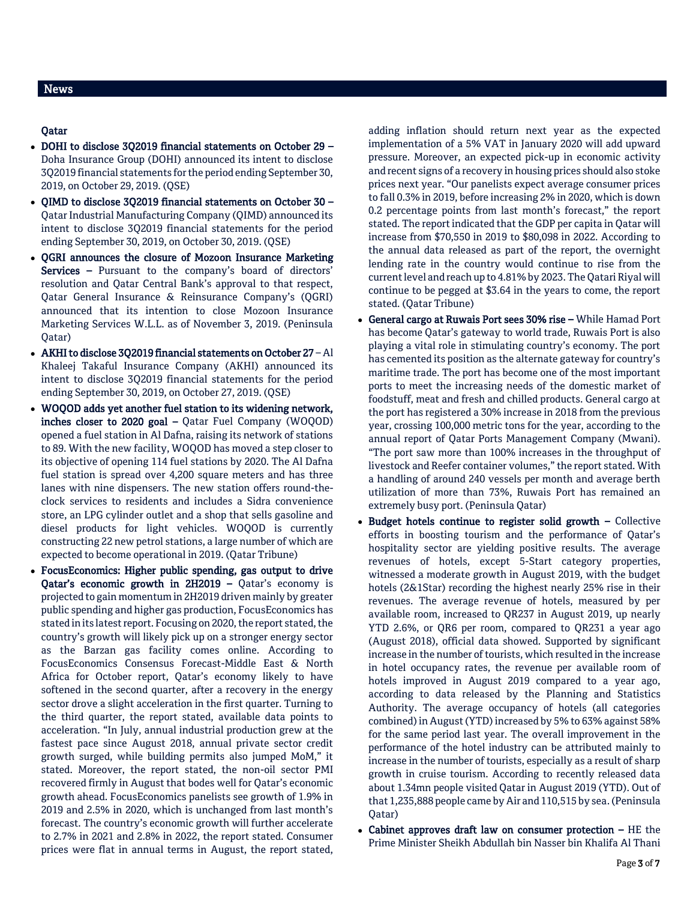## News

### Qatar

- **DOHI to disclose 3Q2019 financial statements on October 29 –** Doha Insurance Group (DOHI) announced its intent to disclose 3Q2019 financial statements for the period ending September 30, 2019, on October 29, 2019. (QSE)
- **QIMD to disclose 3Q2019 financial statements on October 30 –** Qatar Industrial Manufacturing Company (QIMD) announced its intent to disclose 3Q2019 financial statements for the period ending September 30, 2019, on October 30, 2019. (QSE)
- **QGRI announces the closure of Mozoon Insurance Marketing Services –** Pursuant to the company's board of directors' resolution and Qatar Central Bank's approval to that respect, Qatar General Insurance & Reinsurance Company's (QGRI) announced that its intention to close Mozoon Insurance Marketing Services W.L.L. as of November 3, 2019. (Peninsula Qatar)
- **AKHI to disclose 3Q2019 financial statements on October 27 –** Al Khaleej Takaful Insurance Company (AKHI) announced its intent to disclose 3Q2019 financial statements for the period ending September 30, 2019, on October 27, 2019. (QSE)
- **WOQOD adds yet another fuel station to its widening network, inches closer to 2020 goal –** Qatar Fuel Company (WOQOD) opened a fuel station in Al Dafna, raising its network of stations to 89. With the new facility, WOQOD has moved a step closer to its objective of opening 114 fuel stations by 2020. The Al Dafna fuel station is spread over 4,200 square meters and has three lanes with nine dispensers. The new station offers round-the-clock services to residents and includes a Sidra convenience store, an LPG cylinder outlet and a shop that sells gasoline and diesel products for light vehicles. WOQOD is currently constructing 22 new petrol stations, a large number of which are expected to become operational in 2019. (Qatar Tribune)
- **FocusEconomics: Higher public spending, gas output to drive Qatar's economic growth in 2H2019 –** Qatar's economy is projected to gain momentum in 2H2019 driven mainly by greater public spending and higher gas production, FocusEconomics has stated in its latest report. Focusing on 2020, the report stated, the country's growth will likely pick up on a stronger energy sector as the Barzan gas facility comes online. According to FocusEconomics Consensus Forecast-Middle East & North Africa for October report, Qatar's economy likely to have softened in the second quarter, after a recovery in the energy sector drove a slight acceleration in the first quarter. Turning to the third quarter, the report stated, available data points to acceleration. "In July, annual industrial production grew at the fastest pace since August 2018, annual private sector credit growth surged, while building permits also jumped MoM," it stated. Moreover, the report stated, the non-oil sector PMI recovered firmly in August that bodes well for Qatar's economic growth ahead. FocusEconomics panelists see growth of 1.9% in 2019 and 2.5% in 2020, which is unchanged from last month's forecast. The country's economic growth will further accelerate to 2.7% in 2021 and 2.8% in 2022, the report stated. Consumer prices were flat in annual terms in August, the report stated, adding inflation should return next year as the expected implementation of a 5% VAT in January 2020 will add upward pressure. Moreover, an expected pick-up in economic activity and recent signs of a recovery in housing prices should also stoke prices next year. "Our panelists expect average consumer prices to fall 0.3% in 2019, before increasing 2% in 2020, which is down 0.2 percentage points from last month's forecast," the report stated. The report indicated that the GDP per capita in Qatar will increase from $70,550 in 2019 to $80,098 in 2022. According to the annual data released as part of the report, the overnight lending rate in the country would continue to rise from the current level and reach up to 4.81% by 2023. The Qatari Riyal will continue to be pegged at $3.64 in the years to come, the report stated. (Qatar Tribune)
- **General cargo at Ruwais Port sees 30% rise –** While Hamad Port has become Qatar's gateway to world trade, Ruwais Port is also playing a vital role in stimulating country's economy. The port has cemented its position as the alternate gateway for country's maritime trade. The port has become one of the most important ports to meet the increasing needs of the domestic market of foodstuff, meat and fresh and chilled products. General cargo at the port has registered a 30% increase in 2018 from the previous year, crossing 100,000 metric tons for the year, according to the annual report of Qatar Ports Management Company (Mwani). "The port saw more than 100% increases in the throughput of livestock and Reefer container volumes," the report stated. With a handling of around 240 vessels per month and average berth utilization of more than 73%, Ruwais Port has remained an extremely busy port. (Peninsula Qatar)
- **Budget hotels continue to register solid growth –** Collective efforts in boosting tourism and the performance of Qatar's hospitality sector are yielding positive results. The average revenues of hotels, except 5-Start category properties, witnessed a moderate growth in August 2019, with the budget hotels (2&1Star) recording the highest nearly 25% rise in their revenues. The average revenue of hotels, measured by per available room, increased to QR237 in August 2019, up nearly YTD 2.6%, or QR6 per room, compared to QR231 a year ago (August 2018), official data showed. Supported by significant increase in the number of tourists, which resulted in the increase in hotel occupancy rates, the revenue per available room of hotels improved in August 2019 compared to a year ago, according to data released by the Planning and Statistics Authority. The average occupancy of hotels (all categories combined) in August (YTD) increased by 5% to 63% against 58% for the same period last year. The overall improvement in the performance of the hotel industry can be attributed mainly to increase in the number of tourists, especially as a result of sharp growth in cruise tourism. According to recently released data about 1.34mn people visited Qatar in August 2019 (YTD). Out of that 1,235,888 people came by Air and 110,515 by sea. (Peninsula Qatar)
- **Cabinet approves draft law on consumer protection –** HE the Prime Minister Sheikh Abdullah bin Nasser bin Khalifa Al Thani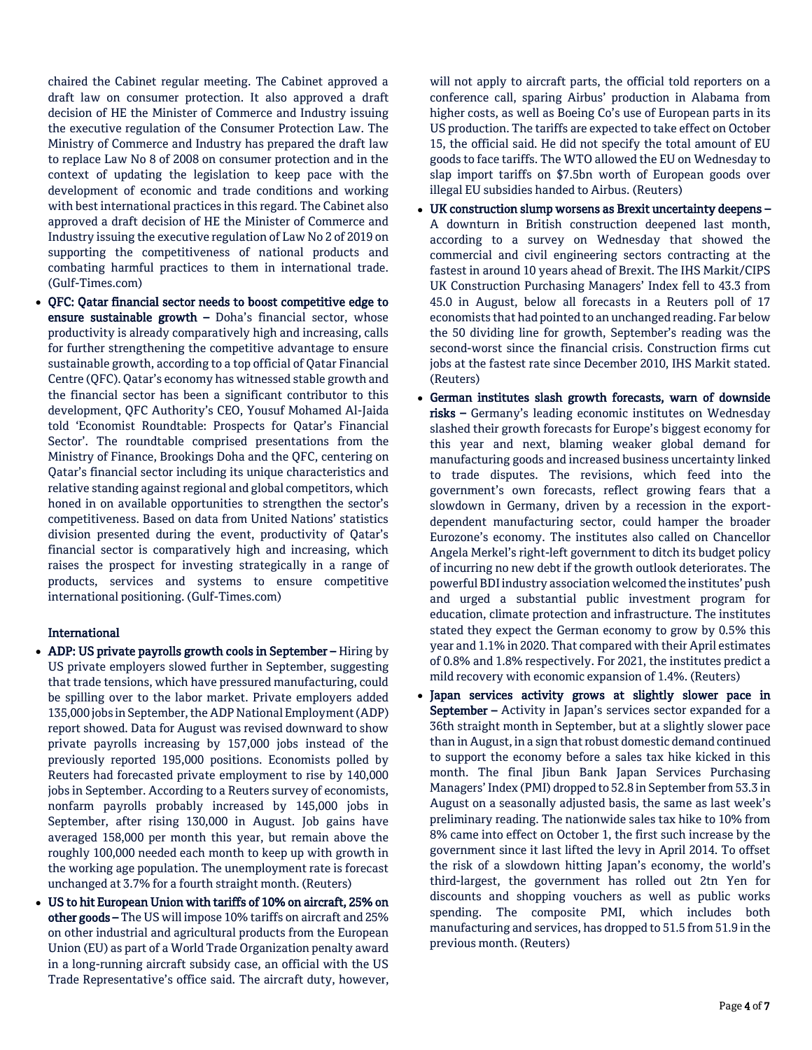chaired the Cabinet regular meeting. The Cabinet approved a draft law on consumer protection. It also approved a draft decision of HE the Minister of Commerce and Industry issuing the executive regulation of the Consumer Protection Law. The Ministry of Commerce and Industry has prepared the draft law to replace Law No 8 of 2008 on consumer protection and in the context of updating the legislation to keep pace with the development of economic and trade conditions and working with best international practices in this regard. The Cabinet also approved a draft decision of HE the Minister of Commerce and Industry issuing the executive regulation of Law No 2 of 2019 on supporting the competitiveness of national products and combating harmful practices to them in international trade. (Gulf-Times.com)

- **QFC: Qatar financial sector needs to boost competitive edge to ensure sustainable growth –** Doha's financial sector, whose productivity is already comparatively high and increasing, calls for further strengthening the competitive advantage to ensure sustainable growth, according to a top official of Qatar Financial Centre (QFC). Qatar's economy has witnessed stable growth and the financial sector has been a significant contributor to this development, QFC Authority's CEO, Yousuf Mohamed Al-Jaida told 'Economist Roundtable: Prospects for Qatar's Financial Sector'. The roundtable comprised presentations from the Ministry of Finance, Brookings Doha and the QFC, centering on Qatar's financial sector including its unique characteristics and relative standing against regional and global competitors, which honed in on available opportunities to strengthen the sector's competitiveness. Based on data from United Nations' statistics division presented during the event, productivity of Qatar's financial sector is comparatively high and increasing, which raises the prospect for investing strategically in a range of products, services and systems to ensure competitive international positioning. (Gulf-Times.com)

## International

- **ADP: US private payrolls growth cools in September –** Hiring by US private employers slowed further in September, suggesting that trade tensions, which have pressured manufacturing, could be spilling over to the labor market. Private employers added 135,000 jobs in September, the ADP National Employment (ADP) report showed. Data for August was revised downward to show private payrolls increasing by 157,000 jobs instead of the previously reported 195,000 positions. Economists polled by Reuters had forecasted private employment to rise by 140,000 jobs in September. According to a Reuters survey of economists, nonfarm payrolls probably increased by 145,000 jobs in September, after rising 130,000 in August. Job gains have averaged 158,000 per month this year, but remain above the roughly 100,000 needed each month to keep up with growth in the working age population. The unemployment rate is forecast unchanged at 3.7% for a fourth straight month. (Reuters)
- **US to hit European Union with tariffs of 10% on aircraft, 25% on other goods –** The US will impose 10% tariffs on aircraft and 25% on other industrial and agricultural products from the European Union (EU) as part of a World Trade Organization penalty award in a long-running aircraft subsidy case, an official with the US Trade Representative's office said. The aircraft duty, however, will not apply to aircraft parts, the official told reporters on a conference call, sparing Airbus' production in Alabama from higher costs, as well as Boeing Co's use of European parts in its US production. The tariffs are expected to take effect on October 15, the official said. He did not specify the total amount of EU goods to face tariffs. The WTO allowed the EU on Wednesday to slap import tariffs on $7.5bn worth of European goods over illegal EU subsidies handed to Airbus. (Reuters)
- **UK construction slump worsens as Brexit uncertainty deepens –** A downturn in British construction deepened last month, according to a survey on Wednesday that showed the commercial and civil engineering sectors contracting at the fastest in around 10 years ahead of Brexit. The IHS Markit/CIPS UK Construction Purchasing Managers' Index fell to 43.3 from 45.0 in August, below all forecasts in a Reuters poll of 17 economists that had pointed to an unchanged reading. Far below the 50 dividing line for growth, September's reading was the second-worst since the financial crisis. Construction firms cut jobs at the fastest rate since December 2010, IHS Markit stated. (Reuters)
- **German institutes slash growth forecasts, warn of downside risks –** Germany's leading economic institutes on Wednesday slashed their growth forecasts for Europe's biggest economy for this year and next, blaming weaker global demand for manufacturing goods and increased business uncertainty linked to trade disputes. The revisions, which feed into the government's own forecasts, reflect growing fears that a slowdown in Germany, driven by a recession in the export-dependent manufacturing sector, could hamper the broader Eurozone's economy. The institutes also called on Chancellor Angela Merkel's right-left government to ditch its budget policy of incurring no new debt if the growth outlook deteriorates. The powerful BDI industry association welcomed the institutes' push and urged a substantial public investment program for education, climate protection and infrastructure. The institutes stated they expect the German economy to grow by 0.5% this year and 1.1% in 2020. That compared with their April estimates of 0.8% and 1.8% respectively. For 2021, the institutes predict a mild recovery with economic expansion of 1.4%. (Reuters)
- **Japan services activity grows at slightly slower pace in September –** Activity in Japan's services sector expanded for a 36th straight month in September, but at a slightly slower pace than in August, in a sign that robust domestic demand continued to support the economy before a sales tax hike kicked in this month. The final Jibun Bank Japan Services Purchasing Managers' Index (PMI) dropped to 52.8 in September from 53.3 in August on a seasonally adjusted basis, the same as last week's preliminary reading. The nationwide sales tax hike to 10% from 8% came into effect on October 1, the first such increase by the government since it last lifted the levy in April 2014. To offset the risk of a slowdown hitting Japan's economy, the world's third-largest, the government has rolled out 2tn Yen for discounts and shopping vouchers as well as public works spending. The composite PMI, which includes both manufacturing and services, has dropped to 51.5 from 51.9 in the previous month. (Reuters)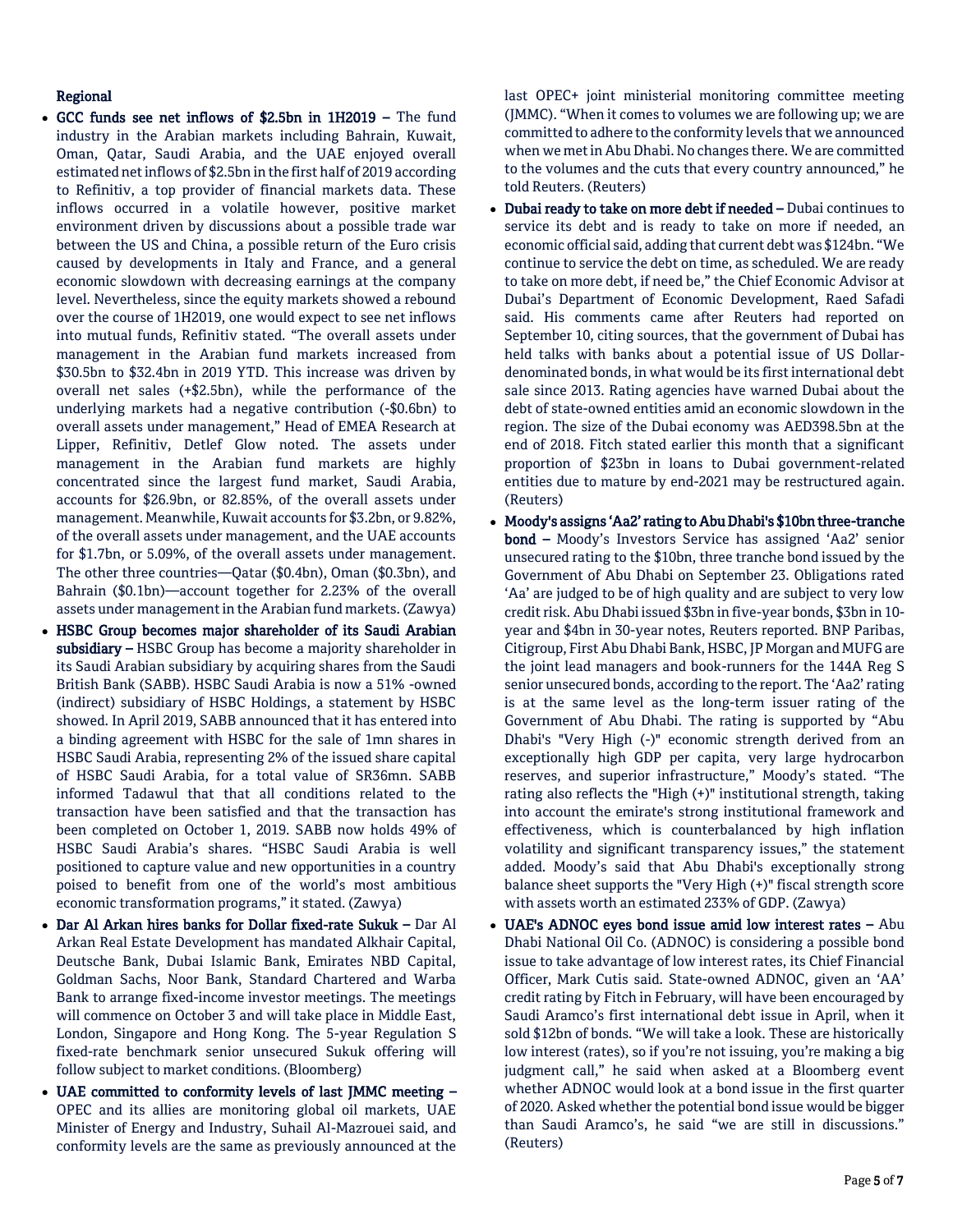## Regional

- **GCC funds see net inflows of $2.5bn in 1H2019 –** The fund industry in the Arabian markets including Bahrain, Kuwait, Oman, Qatar, Saudi Arabia, and the UAE enjoyed overall estimated net inflows of $2.5bn in the first half of 2019 according to Refinitiv, a top provider of financial markets data. These inflows occurred in a volatile however, positive market environment driven by discussions about a possible trade war between the US and China, a possible return of the Euro crisis caused by developments in Italy and France, and a general economic slowdown with decreasing earnings at the company level. Nevertheless, since the equity markets showed a rebound over the course of 1H2019, one would expect to see net inflows into mutual funds, Refinitiv stated. "The overall assets under management in the Arabian fund markets increased from $30.5bn to $32.4bn in 2019 YTD. This increase was driven by overall net sales (+$2.5bn), while the performance of the underlying markets had a negative contribution (-$0.6bn) to overall assets under management," Head of EMEA Research at Lipper, Refinitiv, Detlef Glow noted. The assets under management in the Arabian fund markets are highly concentrated since the largest fund market, Saudi Arabia, accounts for $26.9bn, or 82.85%, of the overall assets under management. Meanwhile, Kuwait accounts for $3.2bn, or 9.82%, of the overall assets under management, and the UAE accounts for $1.7bn, or 5.09%, of the overall assets under management. The other three countries—Qatar ($0.4bn), Oman ($0.3bn), and Bahrain ($0.1bn)—account together for 2.23% of the overall assets under management in the Arabian fund markets. (Zawya)
- **HSBC Group becomes major shareholder of its Saudi Arabian subsidiary –** HSBC Group has become a majority shareholder in its Saudi Arabian subsidiary by acquiring shares from the Saudi British Bank (SABB). HSBC Saudi Arabia is now a 51% -owned (indirect) subsidiary of HSBC Holdings, a statement by HSBC showed. In April 2019, SABB announced that it has entered into a binding agreement with HSBC for the sale of 1mn shares in HSBC Saudi Arabia, representing 2% of the issued share capital of HSBC Saudi Arabia, for a total value of SR36mn. SABB informed Tadawul that that all conditions related to the transaction have been satisfied and that the transaction has been completed on October 1, 2019. SABB now holds 49% of HSBC Saudi Arabia's shares. "HSBC Saudi Arabia is well positioned to capture value and new opportunities in a country poised to benefit from one of the world's most ambitious economic transformation programs," it stated. (Zawya)
- **Dar Al Arkan hires banks for Dollar fixed-rate Sukuk –** Dar Al Arkan Real Estate Development has mandated Alkhair Capital, Deutsche Bank, Dubai Islamic Bank, Emirates NBD Capital, Goldman Sachs, Noor Bank, Standard Chartered and Warba Bank to arrange fixed-income investor meetings. The meetings will commence on October 3 and will take place in Middle East, London, Singapore and Hong Kong. The 5-year Regulation S fixed-rate benchmark senior unsecured Sukuk offering will follow subject to market conditions. (Bloomberg)
- **UAE committed to conformity levels of last JMMC meeting –** OPEC and its allies are monitoring global oil markets, UAE Minister of Energy and Industry, Suhail Al-Mazrouei said, and conformity levels are the same as previously announced at the last OPEC+ joint ministerial monitoring committee meeting (JMMC). "When it comes to volumes we are following up; we are committed to adhere to the conformity levels that we announced when we met in Abu Dhabi. No changes there. We are committed to the volumes and the cuts that every country announced," he told Reuters. (Reuters)
- **Dubai ready to take on more debt if needed –** Dubai continues to service its debt and is ready to take on more if needed, an economic official said, adding that current debt was $124bn. "We continue to service the debt on time, as scheduled. We are ready to take on more debt, if need be," the Chief Economic Advisor at Dubai's Department of Economic Development, Raed Safadi said. His comments came after Reuters had reported on September 10, citing sources, that the government of Dubai has held talks with banks about a potential issue of US Dollar-denominated bonds, in what would be its first international debt sale since 2013. Rating agencies have warned Dubai about the debt of state-owned entities amid an economic slowdown in the region. The size of the Dubai economy was AED398.5bn at the end of 2018. Fitch stated earlier this month that a significant proportion of $23bn in loans to Dubai government-related entities due to mature by end-2021 may be restructured again. (Reuters)
- **Moody's assigns 'Aa2' rating to Abu Dhabi's $10bn three-tranche bond –** Moody's Investors Service has assigned 'Aa2' senior unsecured rating to the $10bn, three tranche bond issued by the Government of Abu Dhabi on September 23. Obligations rated 'Aa' are judged to be of high quality and are subject to very low credit risk. Abu Dhabi issued $3bn in five-year bonds, $3bn in 10-year and $4bn in 30-year notes, Reuters reported. BNP Paribas, Citigroup, First Abu Dhabi Bank, HSBC, JP Morgan and MUFG are the joint lead managers and book-runners for the 144A Reg S senior unsecured bonds, according to the report. The 'Aa2' rating is at the same level as the long-term issuer rating of the Government of Abu Dhabi. The rating is supported by "Abu Dhabi's "Very High (-)" economic strength derived from an exceptionally high GDP per capita, very large hydrocarbon reserves, and superior infrastructure," Moody's stated. "The rating also reflects the "High (+)" institutional strength, taking into account the emirate's strong institutional framework and effectiveness, which is counterbalanced by high inflation volatility and significant transparency issues," the statement added. Moody's said that Abu Dhabi's exceptionally strong balance sheet supports the "Very High (+)" fiscal strength score with assets worth an estimated 233% of GDP. (Zawya)
- **UAE's ADNOC eyes bond issue amid low interest rates –** Abu Dhabi National Oil Co. (ADNOC) is considering a possible bond issue to take advantage of low interest rates, its Chief Financial Officer, Mark Cutis said. State-owned ADNOC, given an 'AA' credit rating by Fitch in February, will have been encouraged by Saudi Aramco's first international debt issue in April, when it sold $12bn of bonds. "We will take a look. These are historically low interest (rates), so if you're not issuing, you're making a big judgment call," he said when asked at a Bloomberg event whether ADNOC would look at a bond issue in the first quarter of 2020. Asked whether the potential bond issue would be bigger than Saudi Aramco's, he said "we are still in discussions." (Reuters)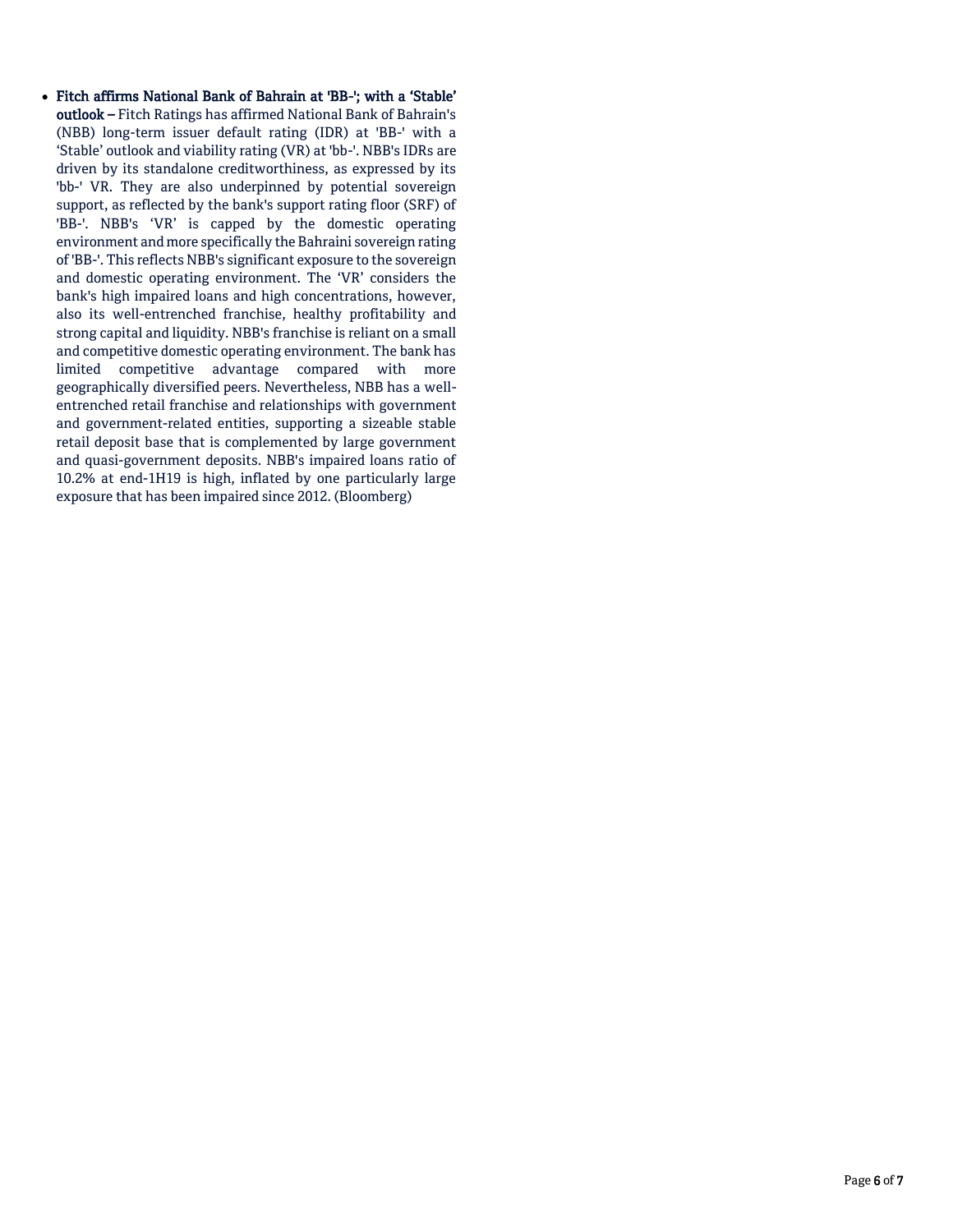- **Fitch affirms National Bank of Bahrain at 'BB-'; with a 'Stable' outlook –** Fitch Ratings has affirmed National Bank of Bahrain's (NBB) long-term issuer default rating (IDR) at 'BB-' with a 'Stable' outlook and viability rating (VR) at 'bb-'. NBB's IDRs are driven by its standalone creditworthiness, as expressed by its 'bb-' VR. They are also underpinned by potential sovereign support, as reflected by the bank's support rating floor (SRF) of 'BB-'. NBB's 'VR' is capped by the domestic operating environment and more specifically the Bahraini sovereign rating of 'BB-'. This reflects NBB's significant exposure to the sovereign and domestic operating environment. The 'VR' considers the bank's high impaired loans and high concentrations, however, also its well-entrenched franchise, healthy profitability and strong capital and liquidity. NBB's franchise is reliant on a small and competitive domestic operating environment. The bank has limited competitive advantage compared with more geographically diversified peers. Nevertheless, NBB has a well-entrenched retail franchise and relationships with government and government-related entities, supporting a sizeable stable retail deposit base that is complemented by large government and quasi-government deposits. NBB's impaired loans ratio of 10.2% at end-1H19 is high, inflated by one particularly large exposure that has been impaired since 2012. (Bloomberg)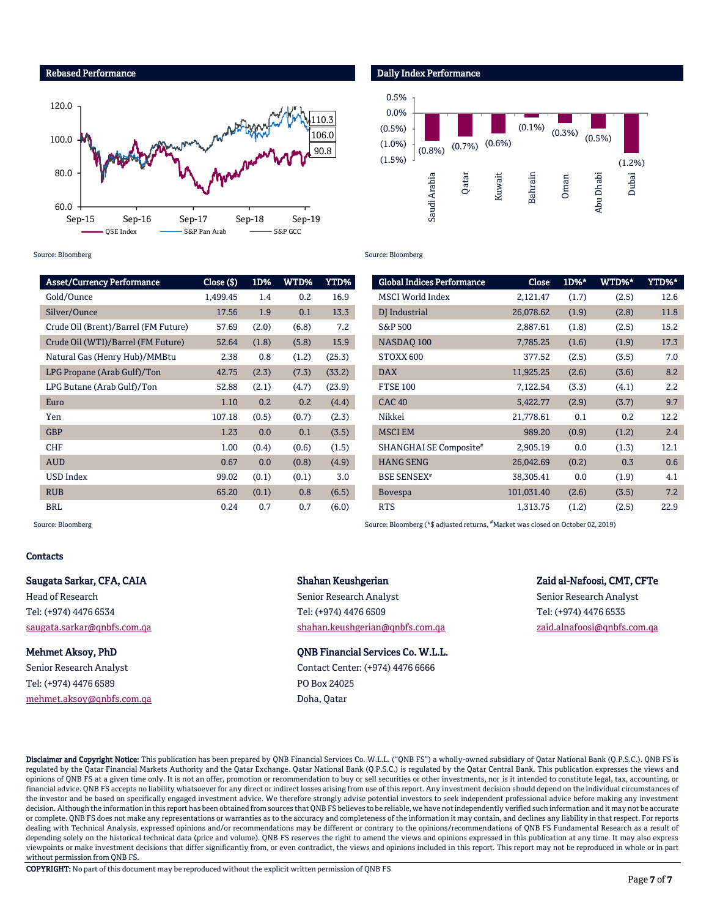## Rebased Performance

120.0
100.0
80.0
60.0
Sep-15 Sep-16 Sep-17 Sep-18 Sep-19
110.3
106.0
90.8
QSE Index S&P Pan Arab S&P GCC

Source: Bloomberg

## Daily Index Performance

0.5%
0.0%
(0.5%)
(1.0%)
(1.5%)
(0.8%) (0.7%) (0.6%) (0.1%) (0.3%) (0.5%) (1.2%)
Saudi Arabia Qatar Kuwait Bahrain Oman Abu Dhabi Dubai

Source: Bloomberg

| Asset/Currency Performance | Close ($) | 1D% | WTD% | YTD% |
|---|---|---|---|---|
| Gold/Ounce | 1,499.45 | 1.4 | 0.2 | 16.9 |
| Silver/Ounce | 17.56 | 1.9 | 0.1 | 13.3 |
| Crude Oil (Brent)/Barrel (FM Future) | 57.69 | (2.0) | (6.8) | 7.2 |
| Crude Oil (WTI)/Barrel (FM Future) | 52.64 | (1.8) | (5.8) | 15.9 |
| Natural Gas (Henry Hub)/MMBtu | 2.38 | 0.8 | (1.2) | (25.3) |
| LPG Propane (Arab Gulf)/Ton | 42.75 | (2.3) | (7.3) | (33.2) |
| LPG Butane (Arab Gulf)/Ton | 52.88 | (2.1) | (4.7) | (23.9) |
| Euro | 1.10 | 0.2 | 0.2 | (4.4) |
| Yen | 107.18 | (0.5) | (0.7) | (2.3) |
| GBP | 1.23 | 0.0 | 0.1 | (3.5) |
| CHF | 1.00 | (0.4) | (0.6) | (1.5) |
| AUD | 0.67 | 0.0 | (0.8) | (4.9) |
| USD Index | 99.02 | (0.1) | (0.1) | 3.0 |
| RUB | 65.20 | (0.1) | 0.8 | (6.5) |
| BRL | 0.24 | 0.7 | 0.7 | (6.0) |

Source: Bloomberg

| Global Indices Performance | Close | 1D%* | WTD%* | YTD%* |
|---|---|---|---|---|
| MSCI World Index | 2,121.47 | (1.7) | (2.5) | 12.6 |
| DJ Industrial | 26,078.62 | (1.9) | (2.8) | 11.8 |
| S&P 500 | 2,887.61 | (1.8) | (2.5) | 15.2 |
| NASDAQ 100 | 7,785.25 | (1.6) | (1.9) | 17.3 |
| STOXX 600 | 377.52 | (2.5) | (3.5) | 7.0 |
| DAX | 11,925.25 | (2.6) | (3.6) | 8.2 |
| FTSE 100 | 7,122.54 | (3.3) | (4.1) | 2.2 |
| CAC 40 | 5,422.77 | (2.9) | (3.7) | 9.7 |
| Nikkei | 21,778.61 | 0.1 | 0.2 | 12.2 |
| MSCI EM | 989.20 | (0.9) | (1.2) | 2.4 |
| SHANGHAI SE Composite# | 2,905.19 | 0.0 | (1.3) | 12.1 |
| HANG SENG | 26,042.69 | (0.2) | 0.3 | 0.6 |
| BSE SENSEX# | 38,305.41 | 0.0 | (1.9) | 4.1 |
| Bovespa | 101,031.40 | (2.6) | (3.5) | 7.2 |
| RTS | 1,313.75 | (1.2) | (2.5) | 22.9 |

Source: Bloomberg (*$ adjusted returns, #Market was closed on October 02, 2019)

### Contacts

**Saugata Sarkar, CFA, CAIA**
Head of Research
Tel: (+974) 4476 6534
saugata.sarkar@qnbfs.com.qa

**Shahan Keushgerian**
Senior Research Analyst
Tel: (+974) 4476 6509
shahan.keushgerian@qnbfs.com.qa

**Zaid al-Nafoosi, CMT, CFTe**
Senior Research Analyst
Tel: (+974) 4476 6535
zaid.alnafoosi@qnbfs.com.qa

**Mehmet Aksoy, PhD**
Senior Research Analyst
Tel: (+974) 4476 6589
mehmet.aksoy@qnbfs.com.qa

**QNB Financial Services Co. W.L.L.**
Contact Center: (+974) 4476 6666
PO Box 24025
Doha, Qatar

**Disclaimer and Copyright Notice:** This publication has been prepared by QNB Financial Services Co. W.L.L. ("QNB FS") a wholly-owned subsidiary of Qatar National Bank (Q.P.S.C.). QNB FS is regulated by the Qatar Financial Markets Authority and the Qatar Exchange. Qatar National Bank (Q.P.S.C.) is regulated by the Qatar Central Bank. This publication expresses the views and opinions of QNB FS at a given time only. It is not an offer, promotion or recommendation to buy or sell securities or other investments, nor is it intended to constitute legal, tax, accounting, or financial advice. QNB FS accepts no liability whatsoever for any direct or indirect losses arising from use of this report. Any investment decision should depend on the individual circumstances of the investor and be based on specifically engaged investment advice. We therefore strongly advise potential investors to seek independent professional advice before making any investment decision. Although the information in this report has been obtained from sources that QNB FS believes to be reliable, we have not independently verified such information and it may not be accurate or complete. QNB FS does not make any representations or warranties as to the accuracy and completeness of the information it may contain, and declines any liability in that respect. For reports dealing with Technical Analysis, expressed opinions and/or recommendations may be different or contrary to the opinions/recommendations of QNB FS Fundamental Research as a result of depending solely on the historical technical data (price and volume). QNB FS reserves the right to amend the views and opinions expressed in this publication at any time. It may also express viewpoints or make investment decisions that differ significantly from, or even contradict, the views and opinions included in this report. This report may not be reproduced in whole or in part without permission from QNB FS.

**COPYRIGHT:** No part of this document may be reproduced without the explicit permission of QNB FS